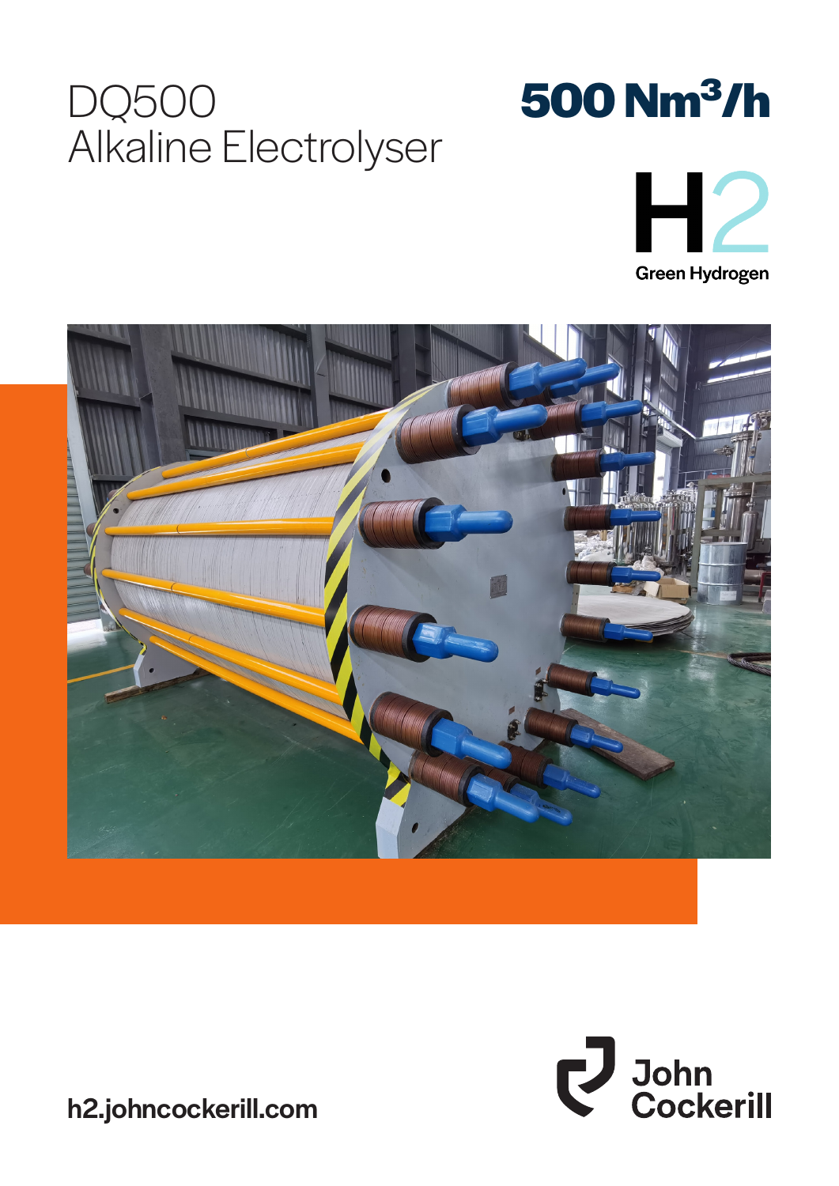# DQ500
# Alkaline Electrolyser

## 500 $Nm^3/h$

H2

Green Hydrogen

h2.johncockerill.com

John Cockerill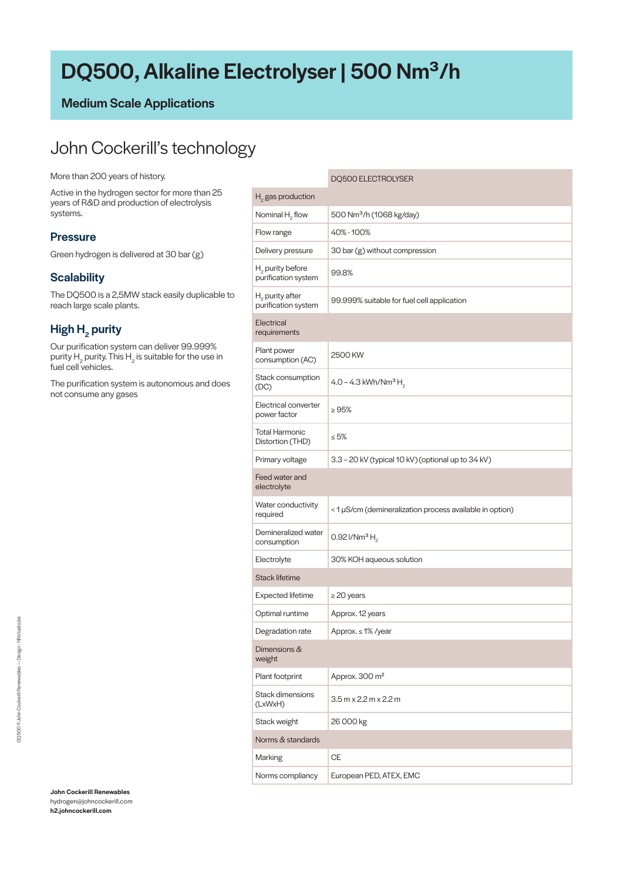# DQ500, Alkaline Electrolyser | 500 $Nm^3$/h

## Medium Scale Applications

# John Cockerill's technology

More than 200 years of history.

Active in the hydrogen sector for more than 25 years of R&D and production of electrolysis systems.

### Pressure

Green hydrogen is delivered at 30 bar (g)

### Scalability

The DQ500 is a 2,5MW stack easily duplicable to reach large scale plants.

### High $H_2$ purity

Our purification system can deliver 99.999% purity $H_2$ purity. This $H_2$ is suitable for the use in fuel cell vehicles.

The purification system is autonomous and does not consume any gases

| | DQ500 ELECTROLYSER |
|---|---|
| $H_2$ gas production | |
| Nominal $H_2$ flow | 500 $Nm^3$/h (1068 kg/day) |
| Flow range | 40% - 100% |
| Delivery pressure | 30 bar (g) without compression |
| $H_2$ purity before purification system | 99.8% |
| $H_2$ purity after purification system | 99.999% suitable for fuel cell application |
| Electrical requirements | |
| Plant power consumption (AC) | 2500 KW |
| Stack consumption (DC) | 4.0 – 4.3 kWh/$Nm^3$ $H_2$ |
| Electrical converter power factor | ≥ 95% |
| Total Harmonic Distortion (THD) | ≤ 5% |
| Primary voltage | 3.3 – 20 kV (typical 10 kV) (optional up to 34 kV) |
| Feed water and electrolyte | |
| Water conductivity required | < 1 µS/cm (demineralization process available in option) |
| Demineralized water consumption | 0.92 l/$Nm^3$ $H_2$ |
| Electrolyte | 30% KOH aqueous solution |
| Stack lifetime | |
| Expected lifetime | ≥ 20 years |
| Optimal runtime | Approx. 12 years |
| Degradation rate | Approx. ≤ 1% /year |
| Dimensions & weight | |
| Plant footprint | Approx. 300 m² |
| Stack dimensions (LxWxH) | 3.5 m x 2.2 m x 2.2 m |
| Stack weight | 26 000 kg |
| Norms & standards | |
| Marking | CE |
| Norms compliancy | European PED, ATEX, EMC |

DQ500 © John Cockerill Renewables – Design : Nnstudio.be

**John Cockerill Renewables**
hydrogen@johncockerill.com
**h2.johncockerill.com**